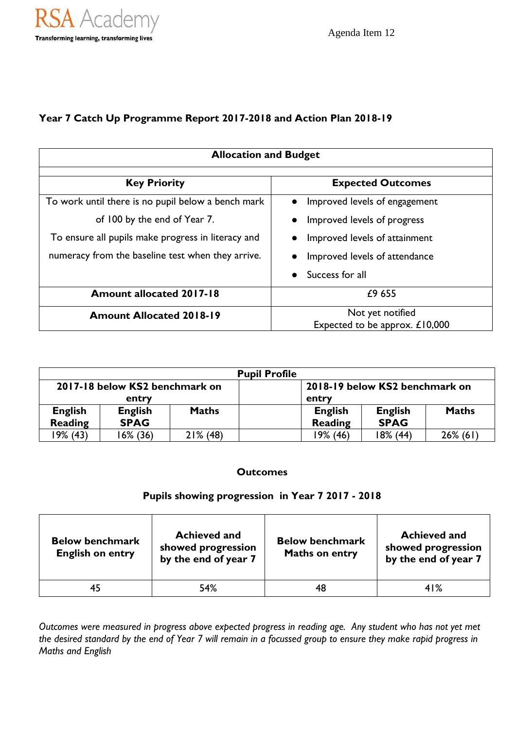RSA Academy

Transforming learning, transforming lives

Agenda Item 12

## Year 7 Catch Up Programme Report 2017-2018 and Action Plan 2018-19

| Allocation and Budget | |
|---|---|
| **Key Priority** | **Expected Outcomes** |
| To work until there is no pupil below a bench mark of 100 by the end of Year 7. To ensure all pupils make progress in literacy and numeracy from the baseline test when they arrive. | • Improved levels of engagement<br>• Improved levels of progress<br>• Improved levels of attainment<br>• Improved levels of attendance<br>• Success for all |
| **Amount allocated 2017-18** | £9 655 |
| **Amount Allocated 2018-19** | Not yet notified<br>Expected to be approx. £10,000 |

| Pupil Profile | | | | | | |
|---|---|---|---|---|---|---|
| **2017-18 below KS2 benchmark on entry** | | | | **2018-19 below KS2 benchmark on entry** | | |
| **English Reading** | **English SPAG** | **Maths** | | **English Reading** | **English SPAG** | **Maths** |
| 19% (43) | 16% (36) | 21% (48) | | 19% (46) | 18% (44) | 26% (61) |

### Outcomes

### Pupils showing progression in Year 7 2017 - 2018

| Below benchmark English on entry | Achieved and showed progression by the end of year 7 | Below benchmark Maths on entry | Achieved and showed progression by the end of year 7 |
|---|---|---|---|
| 45 | 54% | 48 | 41% |

*Outcomes were measured in progress above expected progress in reading age. Any student who has not yet met the desired standard by the end of Year 7 will remain in a focussed group to ensure they make rapid progress in Maths and English*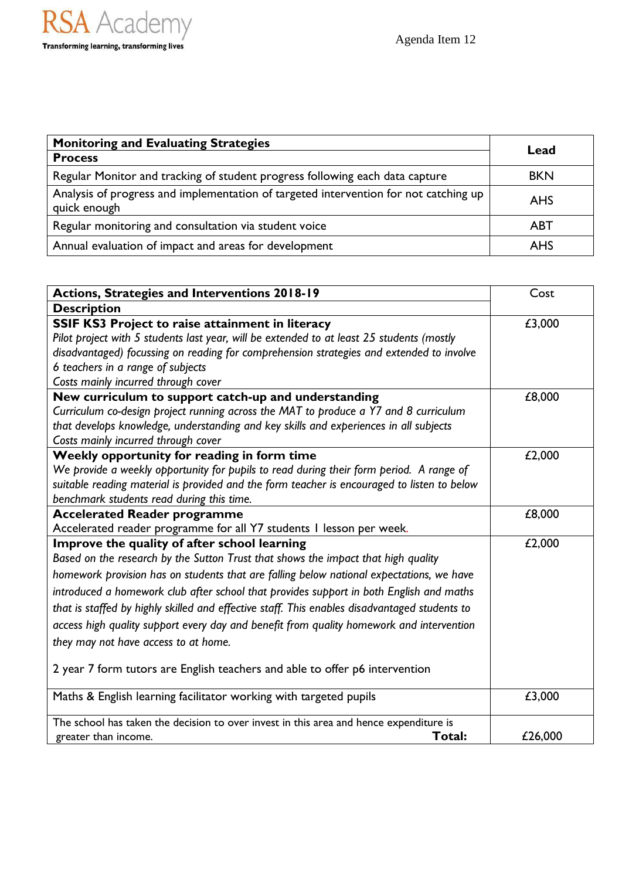RSA Academy
Transforming learning, transforming lives

Agenda Item 12

| Monitoring and Evaluating Strategies<br>Process | Lead |
|---|---|
| Regular Monitor and tracking of student progress following each data capture | BKN |
| Analysis of progress and implementation of targeted intervention for not catching up quick enough | AHS |
| Regular monitoring and consultation via student voice | ABT |
| Annual evaluation of impact and areas for development | AHS |

| Actions, Strategies and Interventions 2018-19<br>Description | Cost |
|---|---|
| **SSIF KS3 Project to raise attainment in literacy**<br>*Pilot project with 5 students last year, will be extended to at least 25 students (mostly disadvantaged) focussing on reading for comprehension strategies and extended to involve 6 teachers in a range of subjects*<br>*Costs mainly incurred through cover* | £3,000 |
| **New curriculum to support catch-up and understanding**<br>*Curriculum co-design project running across the MAT to produce a Y7 and 8 curriculum that develops knowledge, understanding and key skills and experiences in all subjects*<br>*Costs mainly incurred through cover* | £8,000 |
| **Weekly opportunity for reading in form time**<br>*We provide a weekly opportunity for pupils to read during their form period. A range of suitable reading material is provided and the form teacher is encouraged to listen to below benchmark students read during this time.* | £2,000 |
| **Accelerated Reader programme**<br>Accelerated reader programme for all Y7 students 1 lesson per week. | £8,000 |
| **Improve the quality of after school learning**<br>*Based on the research by the Sutton Trust that shows the impact that high quality homework provision has on students that are falling below national expectations, we have introduced a homework club after school that provides support in both English and maths that is staffed by highly skilled and effective staff. This enables disadvantaged students to access high quality support every day and benefit from quality homework and intervention they may not have access to at home.*<br><br>2 year 7 form tutors are English teachers and able to offer p6 intervention | £2,000 |
| Maths & English learning facilitator working with targeted pupils | £3,000 |
| The school has taken the decision to over invest in this area and hence expenditure is greater than income. **Total:** | £26,000 |